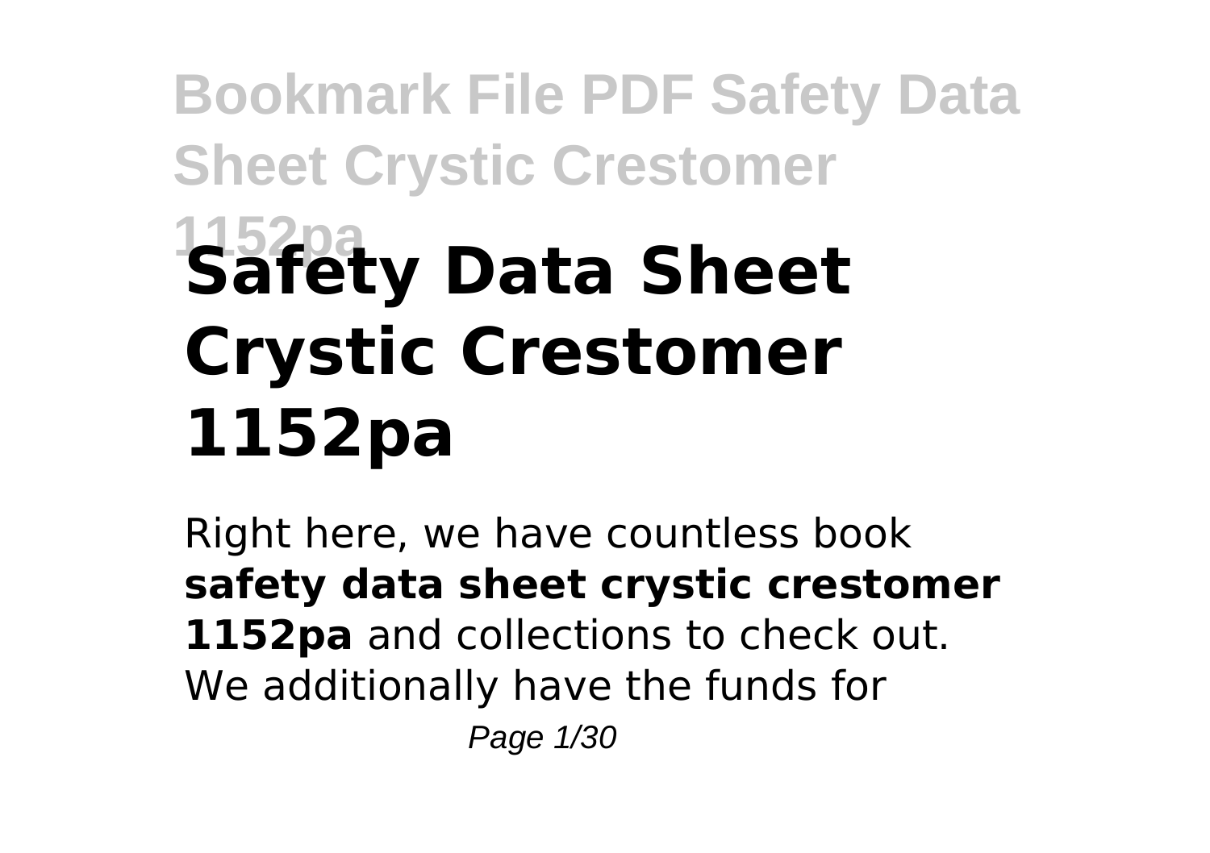# Safety Data Sheet Crystic Crestomer 1152pa

Right here, we have countless book **safety data sheet crystic crestomer 1152pa** and collections to check out. We additionally have the funds for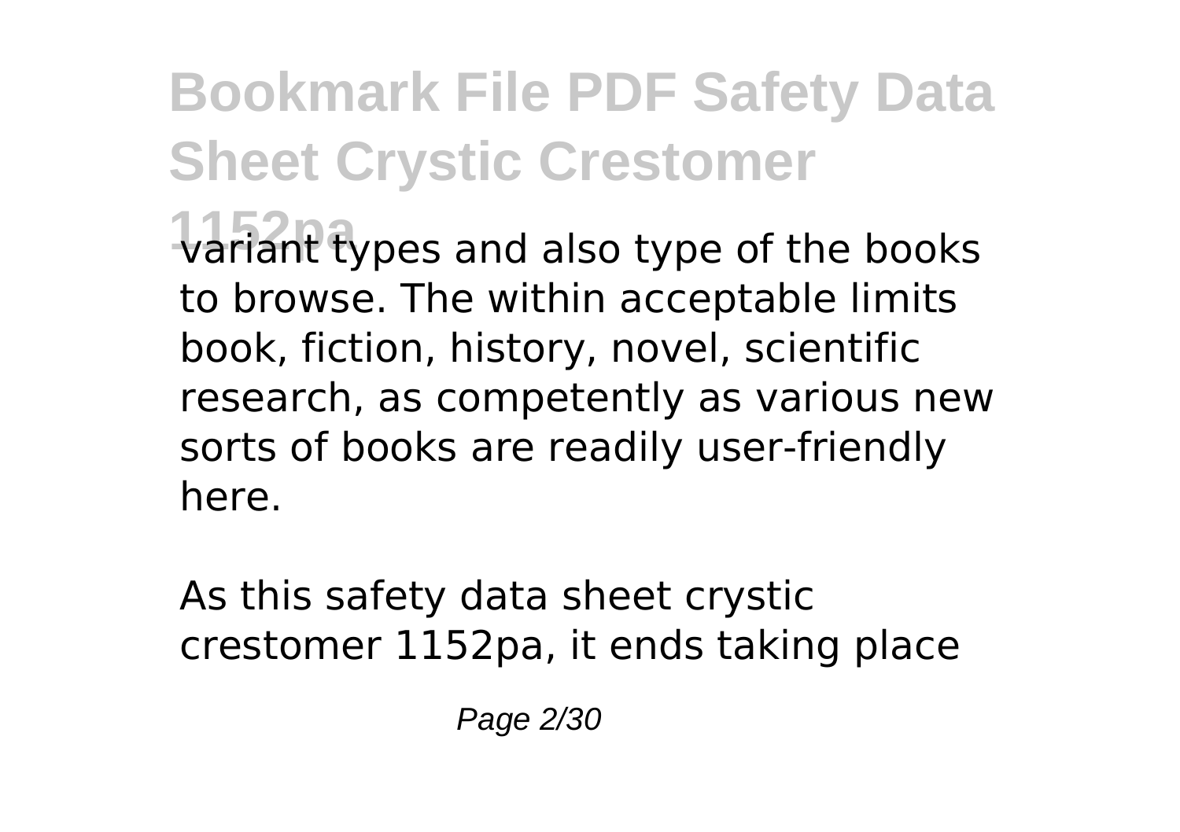variant types and also type of the books to browse. The within acceptable limits book, fiction, history, novel, scientific research, as competently as various new sorts of books are readily user-friendly here.

As this safety data sheet crystic crestomer 1152pa, it ends taking place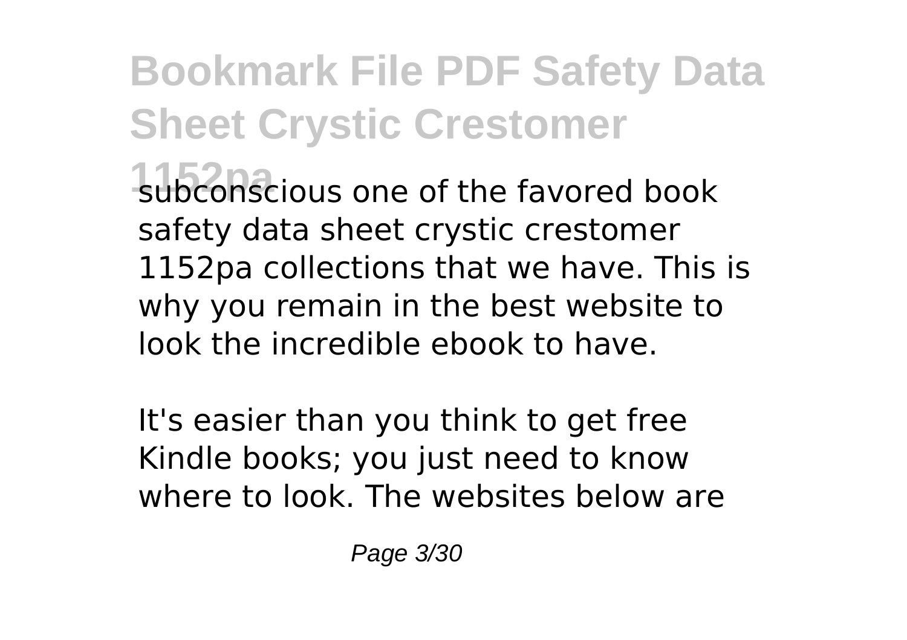subconscious one of the favored book safety data sheet crystic crestomer 1152pa collections that we have. This is why you remain in the best website to look the incredible ebook to have.

It's easier than you think to get free Kindle books; you just need to know where to look. The websites below are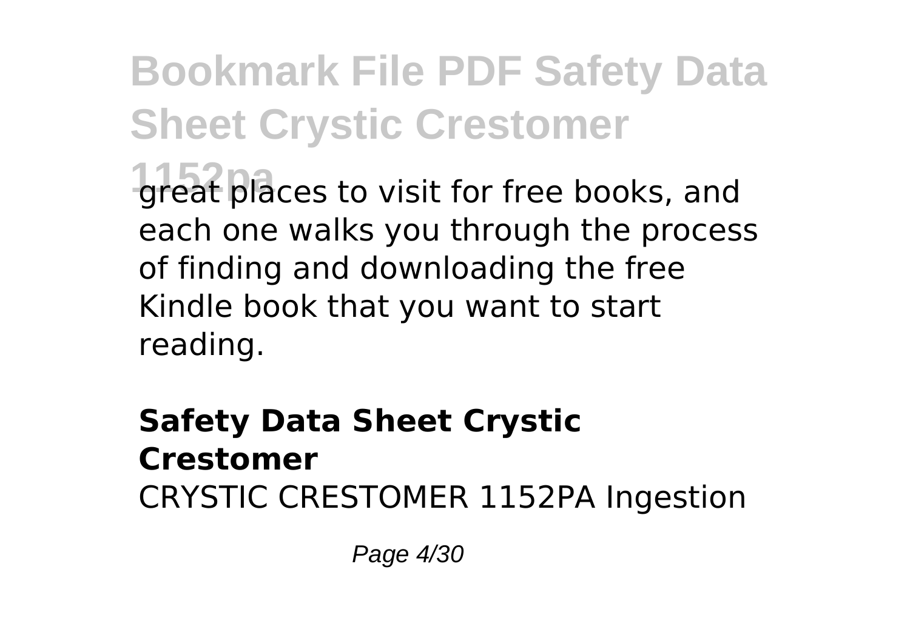great places to visit for free books, and each one walks you through the process of finding and downloading the free Kindle book that you want to start reading.

## Safety Data Sheet Crystic Crestomer

CRYSTIC CRESTOMER 1152PA Ingestion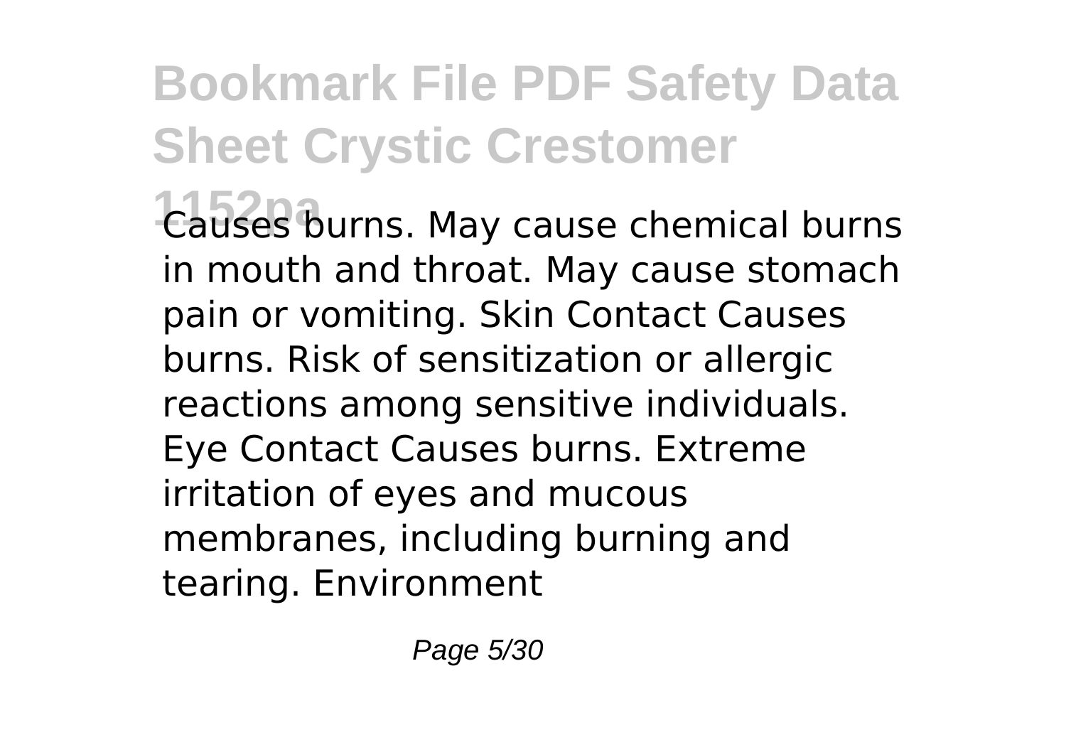Causes burns. May cause chemical burns in mouth and throat. May cause stomach pain or vomiting. Skin Contact Causes burns. Risk of sensitization or allergic reactions among sensitive individuals. Eye Contact Causes burns. Extreme irritation of eyes and mucous membranes, including burning and tearing. Environment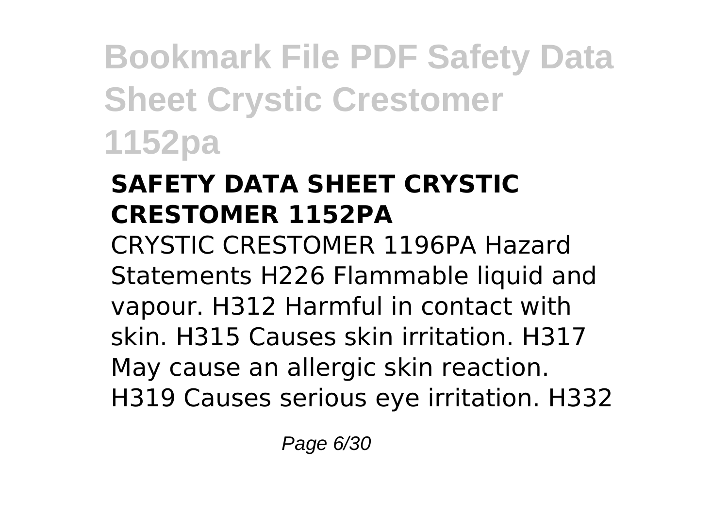## SAFETY DATA SHEET CRYSTIC CRESTOMER 1152PA

CRYSTIC CRESTOMER 1196PA Hazard Statements H226 Flammable liquid and vapour. H312 Harmful in contact with skin. H315 Causes skin irritation. H317 May cause an allergic skin reaction. H319 Causes serious eye irritation. H332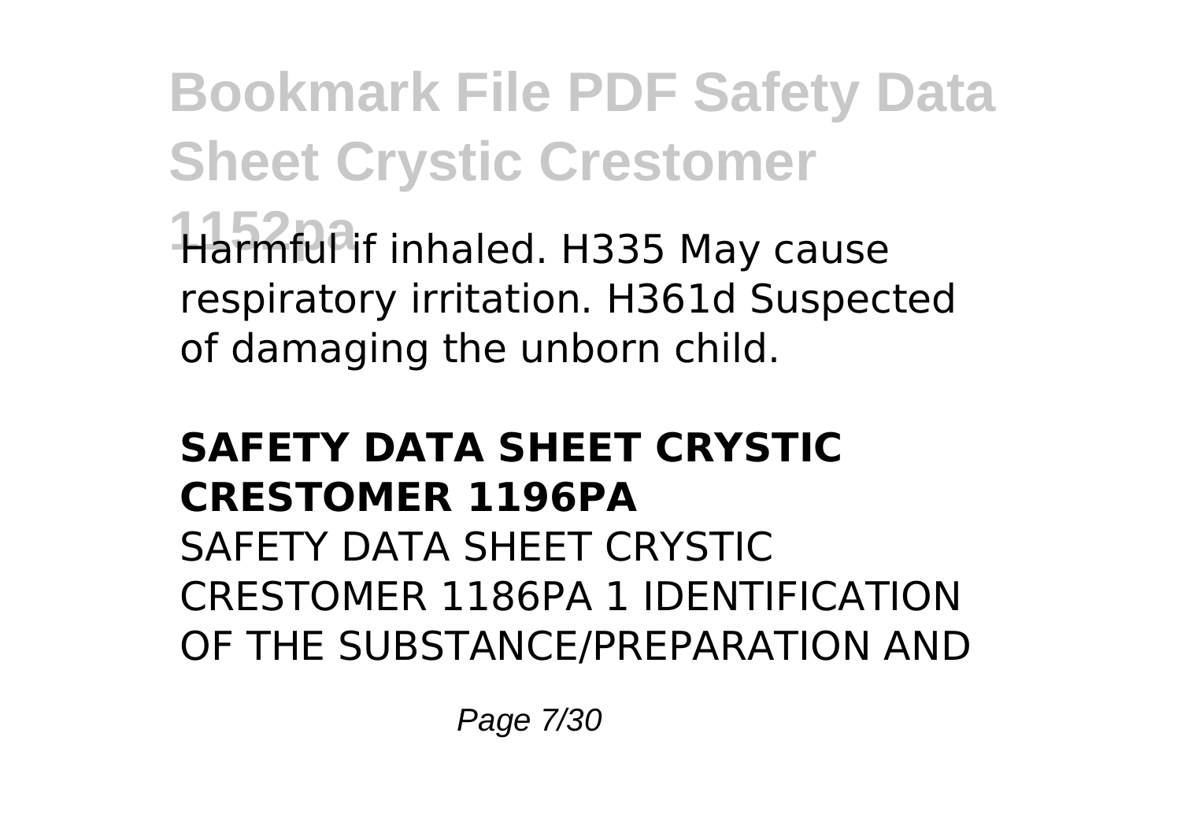Harmful if inhaled. H335 May cause respiratory irritation. H361d Suspected of damaging the unborn child.

**SAFETY DATA SHEET CRYSTIC CRESTOMER 1196PA**

SAFETY DATA SHEET CRYSTIC CRESTOMER 1186PA 1 IDENTIFICATION OF THE SUBSTANCE/PREPARATION AND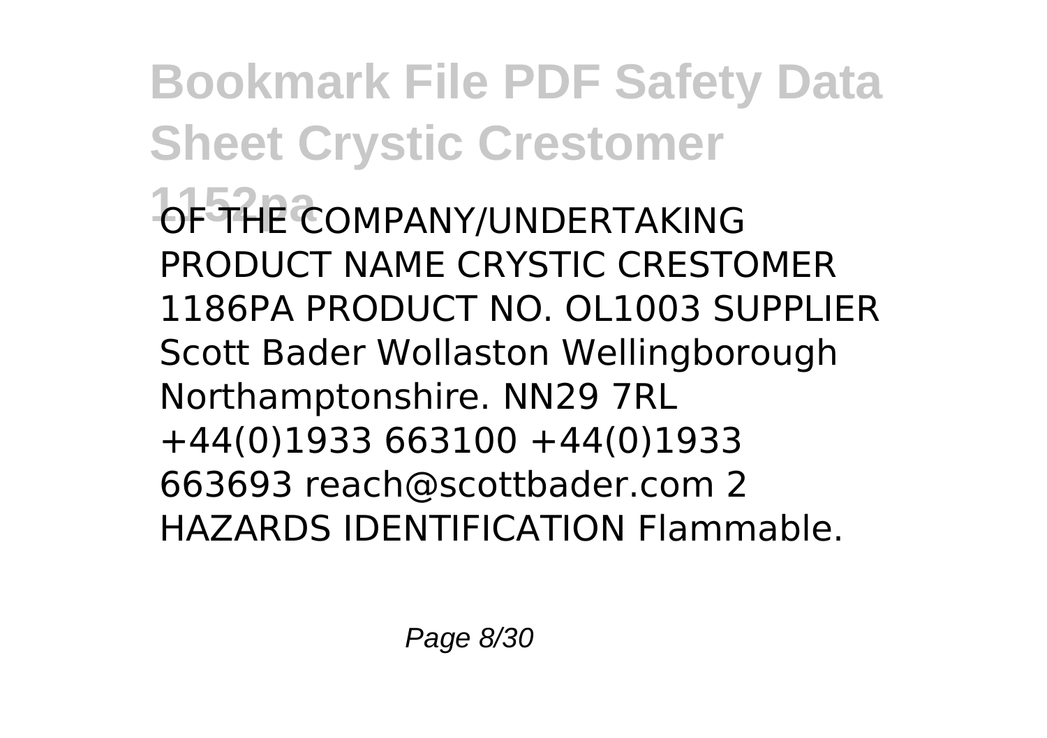OF THE COMPANY/UNDERTAKING PRODUCT NAME CRYSTIC CRESTOMER 1186PA PRODUCT NO. OL1003 SUPPLIER Scott Bader Wollaston Wellingborough Northamptonshire. NN29 7RL +44(0)1933 663100 +44(0)1933 663693 reach@scottbader.com 2 HAZARDS IDENTIFICATION Flammable.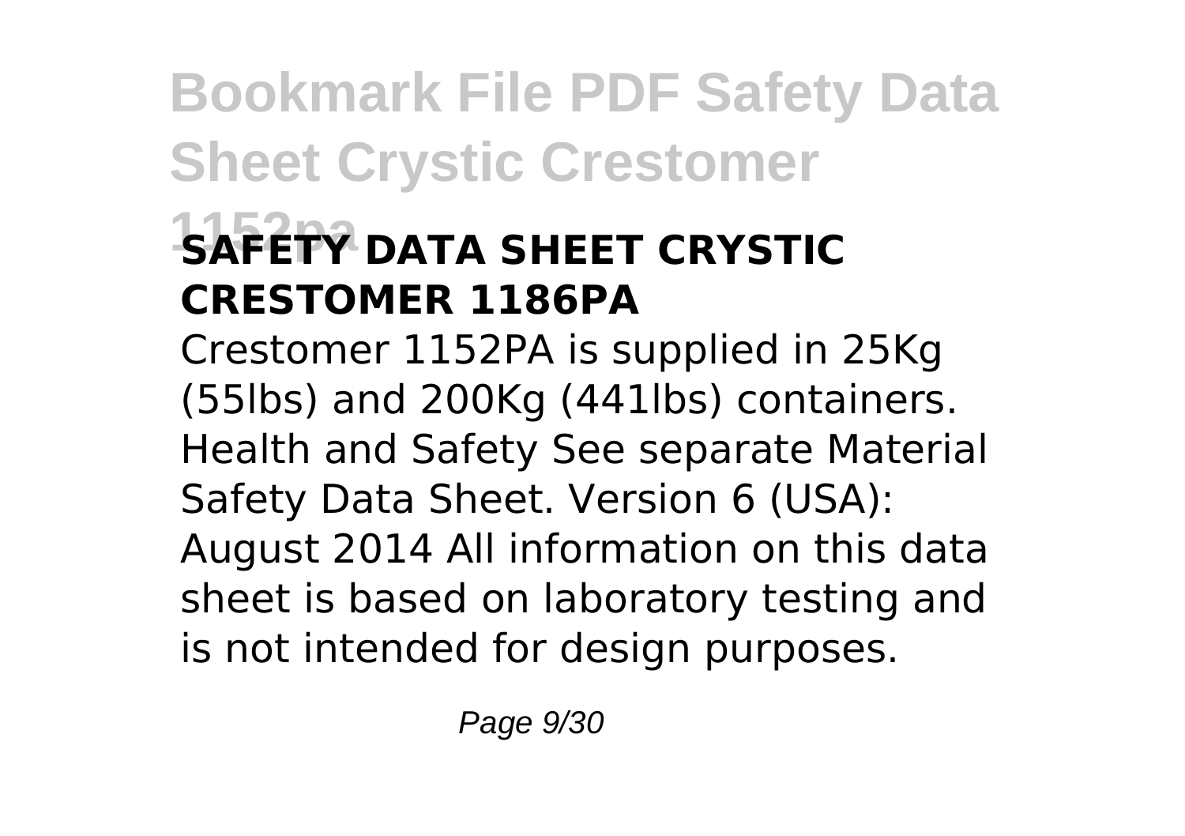## SAFETY DATA SHEET CRYSTIC CRESTOMER 1186PA

Crestomer 1152PA is supplied in 25Kg (55lbs) and 200Kg (441lbs) containers. Health and Safety See separate Material Safety Data Sheet. Version 6 (USA): August 2014 All information on this data sheet is based on laboratory testing and is not intended for design purposes.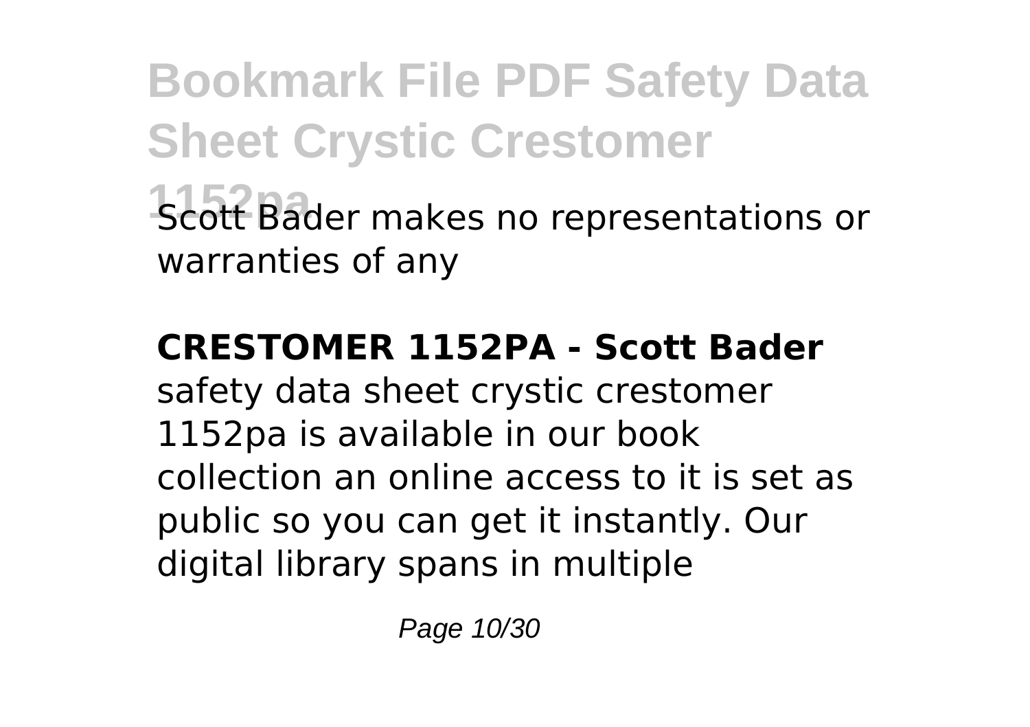Scott Bader makes no representations or warranties of any

**CRESTOMER 1152PA - Scott Bader**

safety data sheet crystic crestomer 1152pa is available in our book collection an online access to it is set as public so you can get it instantly. Our digital library spans in multiple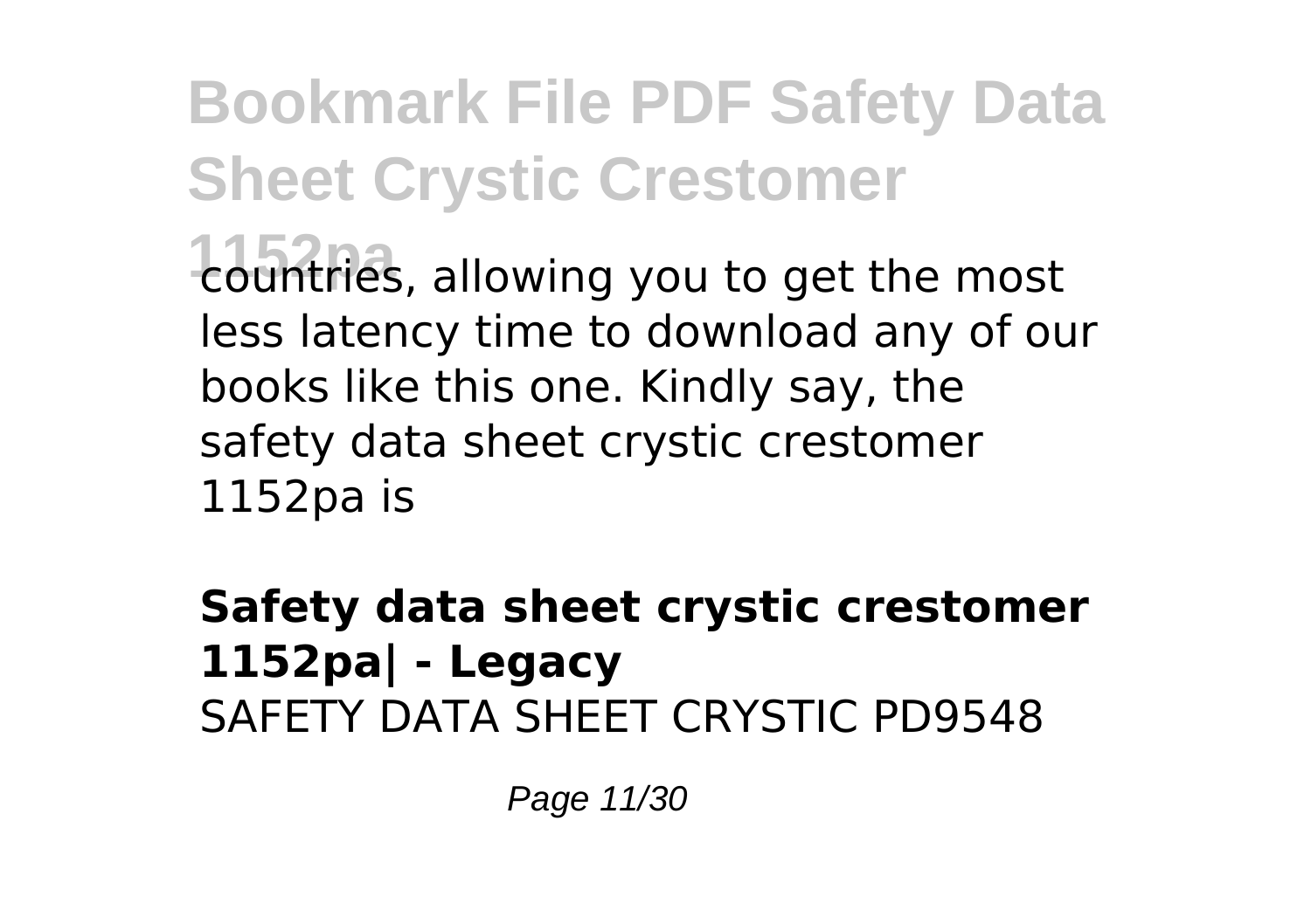countries, allowing you to get the most less latency time to download any of our books like this one. Kindly say, the safety data sheet crystic crestomer 1152pa is

**Safety data sheet crystic crestomer 1152pa| - Legacy**

SAFETY DATA SHEET CRYSTIC PD9548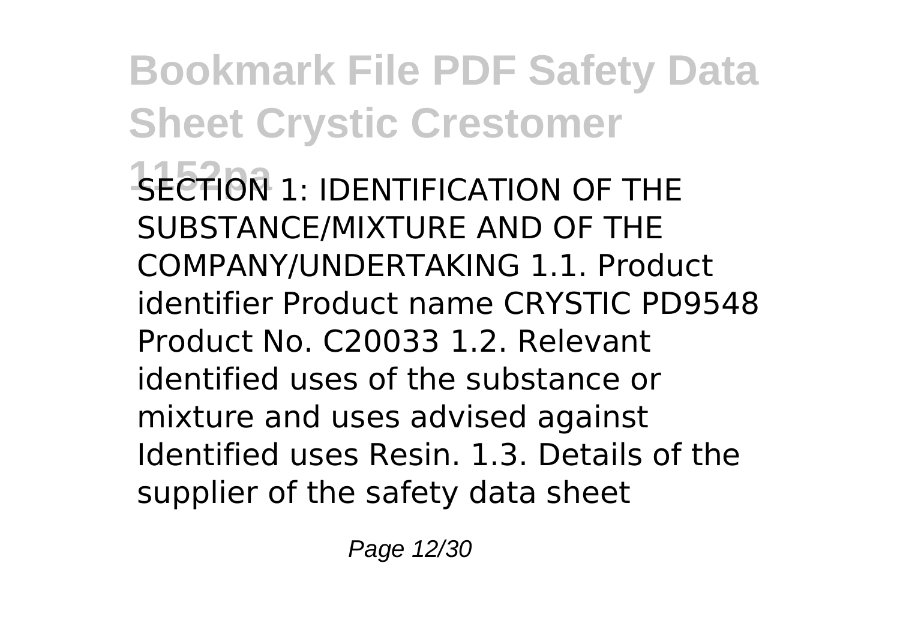SECTION 1: IDENTIFICATION OF THE SUBSTANCE/MIXTURE AND OF THE COMPANY/UNDERTAKING 1.1. Product identifier Product name CRYSTIC PD9548 Product No. C20033 1.2. Relevant identified uses of the substance or mixture and uses advised against Identified uses Resin. 1.3. Details of the supplier of the safety data sheet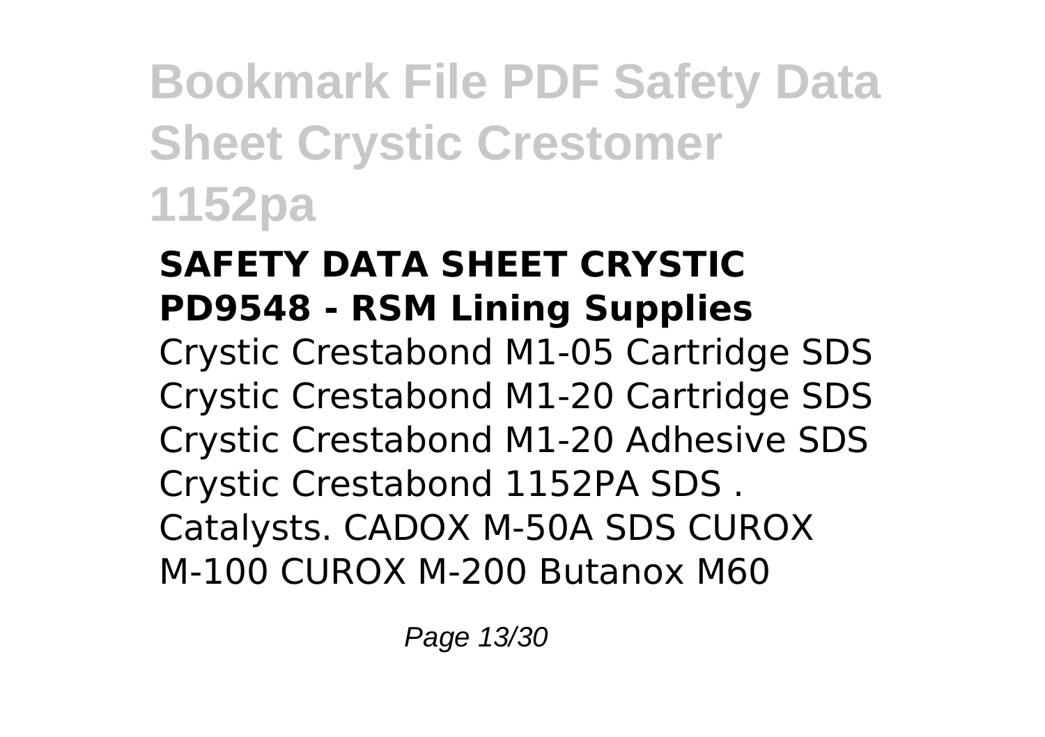## SAFETY DATA SHEET CRYSTIC PD9548 - RSM Lining Supplies

Crystic Crestabond M1-05 Cartridge SDS Crystic Crestabond M1-20 Cartridge SDS Crystic Crestabond M1-20 Adhesive SDS Crystic Crestabond 1152PA SDS . Catalysts. CADOX M-50A SDS CUROX M-100 CUROX M-200 Butanox M60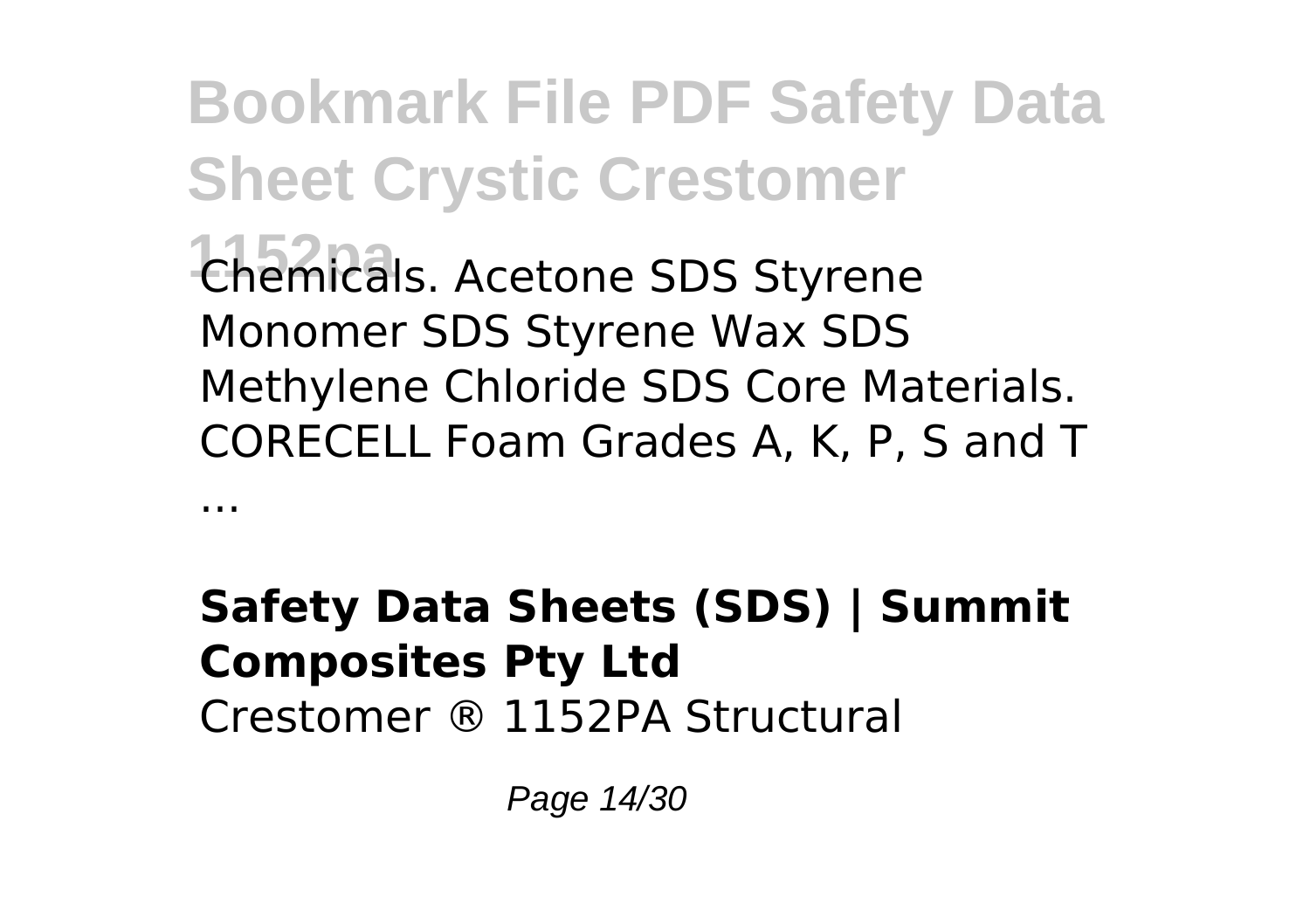Chemicals. Acetone SDS Styrene Monomer SDS Styrene Wax SDS Methylene Chloride SDS Core Materials. CORECELL Foam Grades A, K, P, S and T ...

**Safety Data Sheets (SDS) | Summit Composites Pty Ltd**

Crestomer ® 1152PA Structural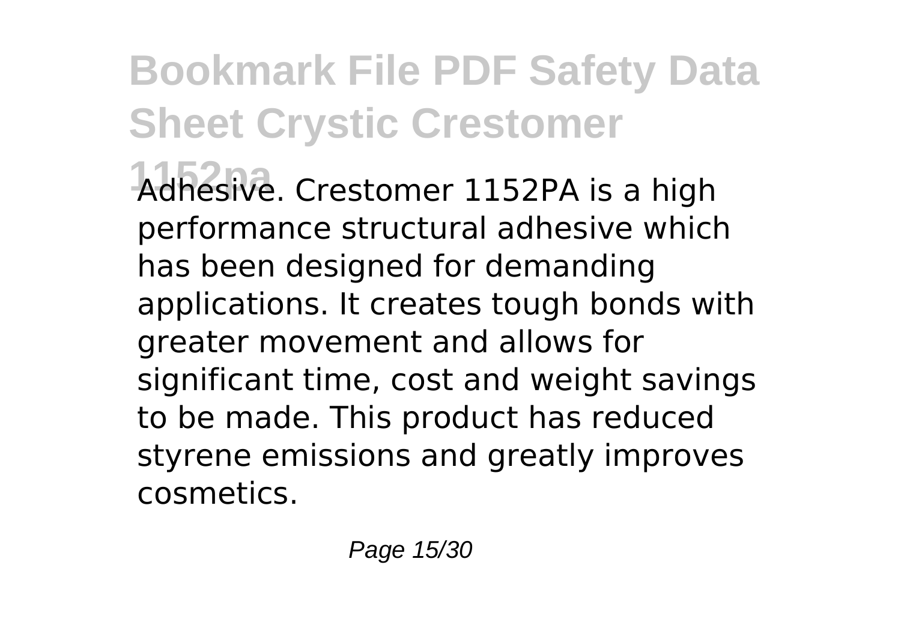Adhesive. Crestomer 1152PA is a high performance structural adhesive which has been designed for demanding applications. It creates tough bonds with greater movement and allows for significant time, cost and weight savings to be made. This product has reduced styrene emissions and greatly improves cosmetics.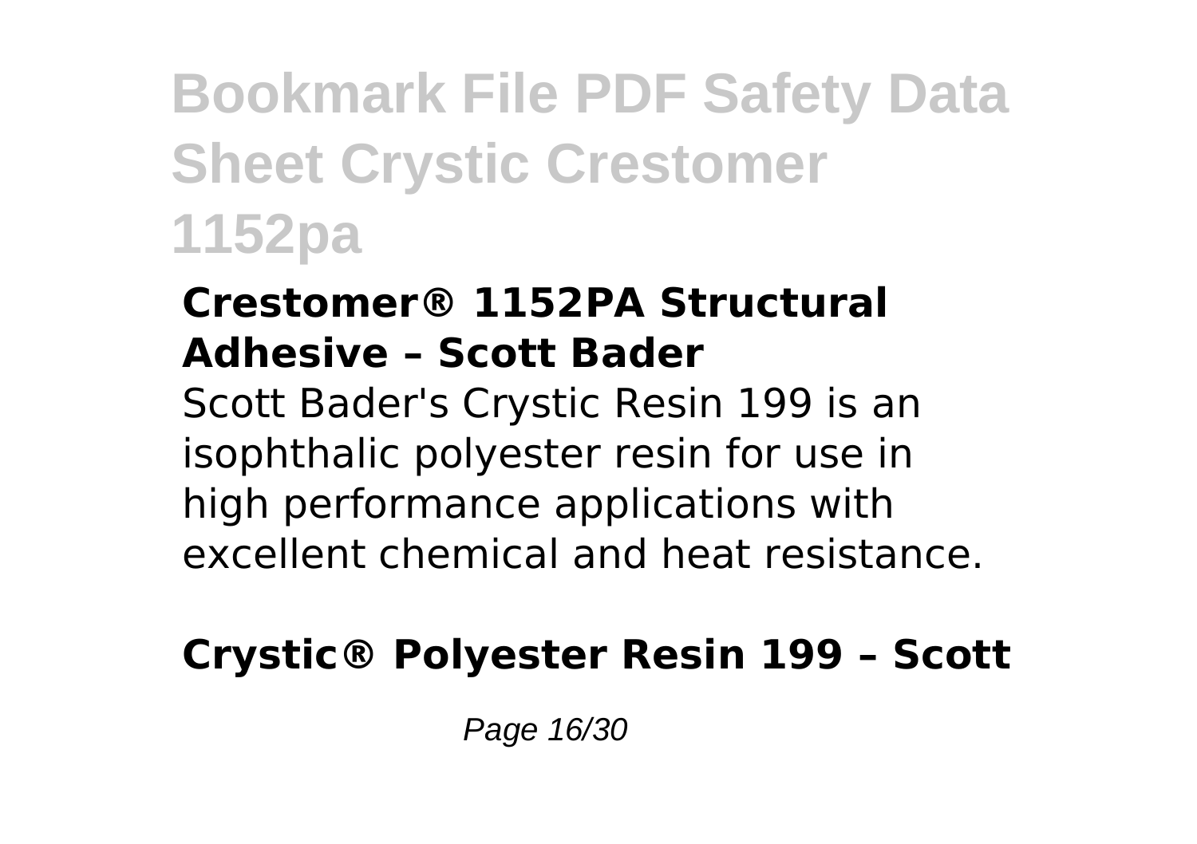### Crestomer® 1152PA Structural Adhesive – Scott Bader

Scott Bader's Crystic Resin 199 is an isophthalic polyester resin for use in high performance applications with excellent chemical and heat resistance.

### Crystic® Polyester Resin 199 – Scott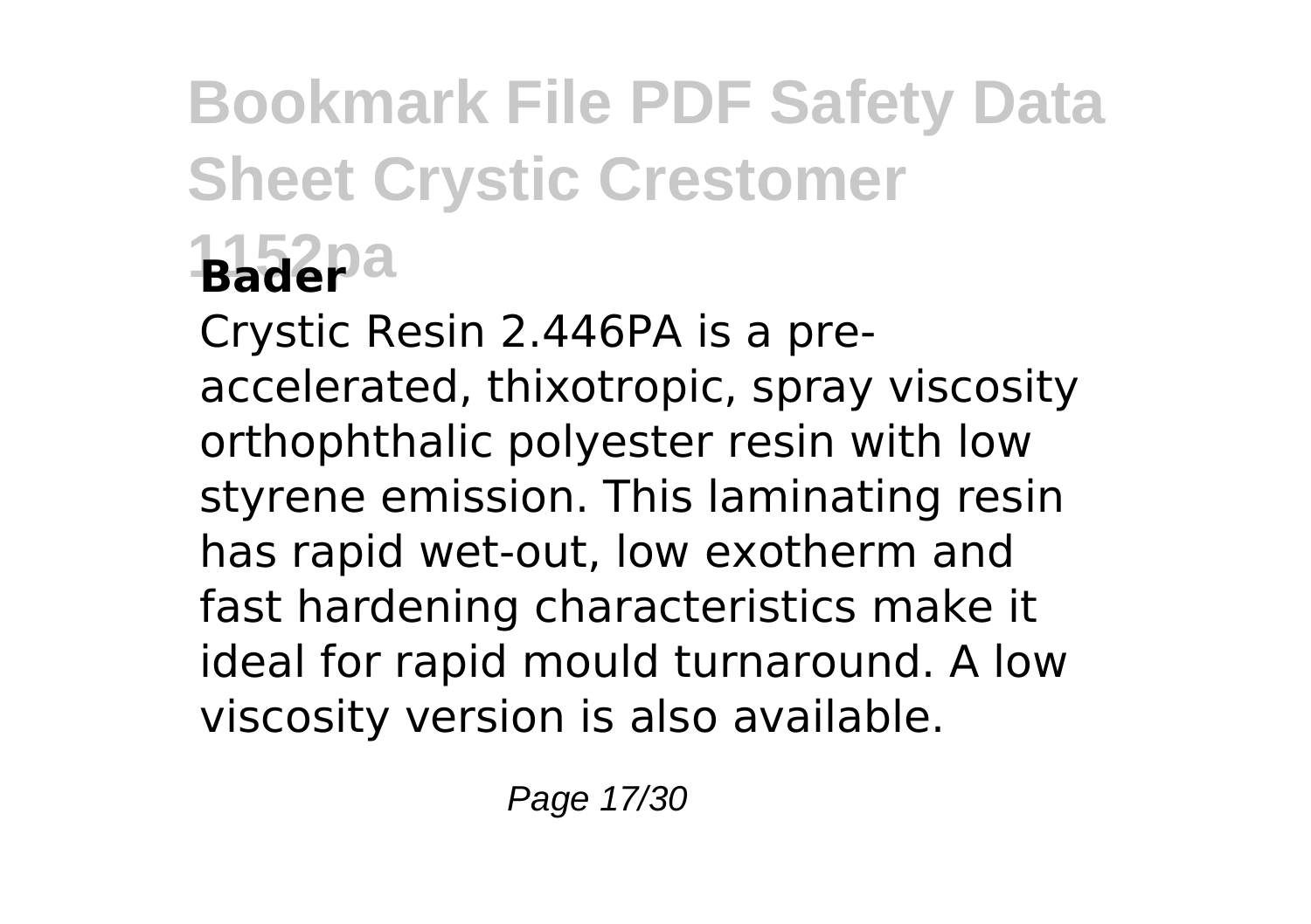## Bader

Crystic Resin 2.446PA is a pre-accelerated, thixotropic, spray viscosity orthophthalic polyester resin with low styrene emission. This laminating resin has rapid wet-out, low exotherm and fast hardening characteristics make it ideal for rapid mould turnaround. A low viscosity version is also available.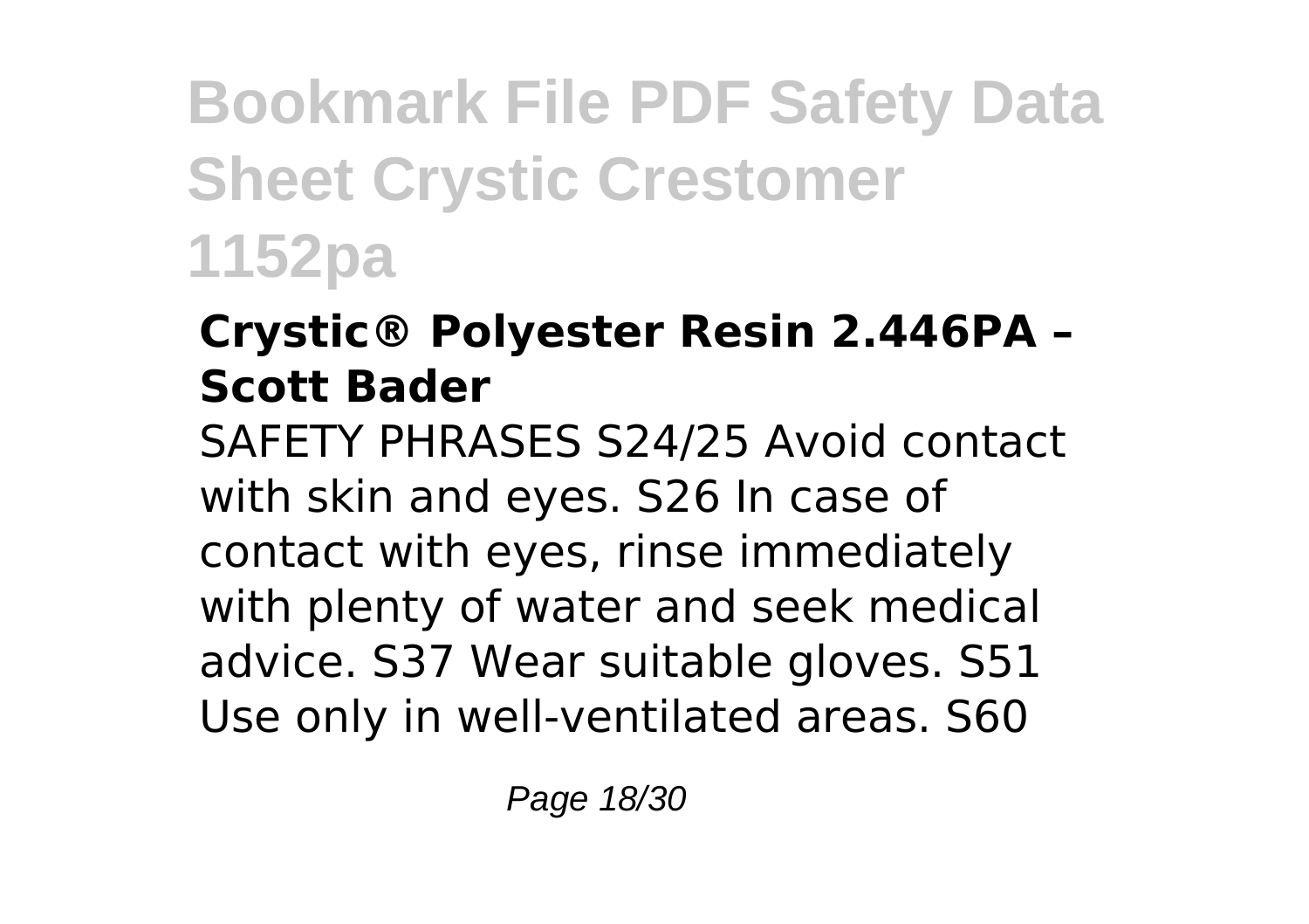### Crystic® Polyester Resin 2.446PA – Scott Bader

SAFETY PHRASES S24/25 Avoid contact with skin and eyes. S26 In case of contact with eyes, rinse immediately with plenty of water and seek medical advice. S37 Wear suitable gloves. S51 Use only in well-ventilated areas. S60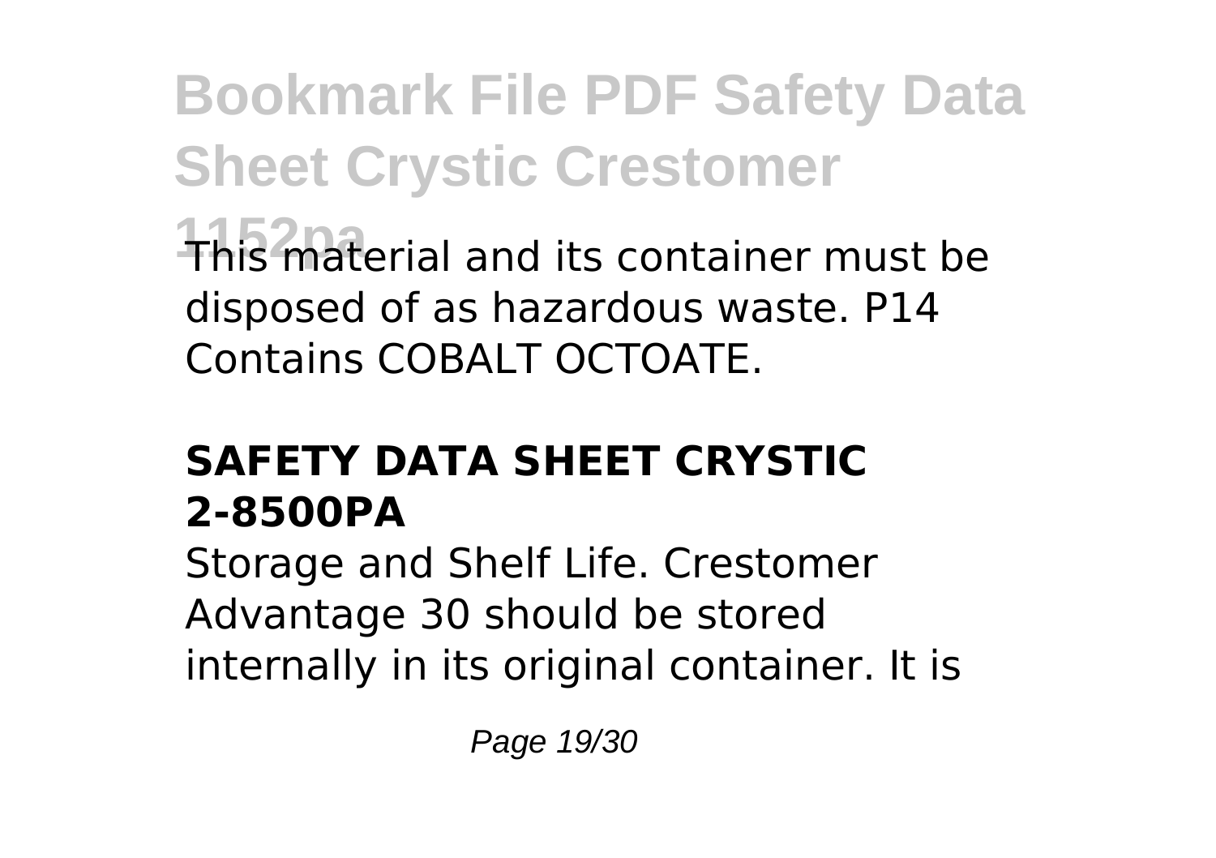This material and its container must be disposed of as hazardous waste. P14 Contains COBALT OCTOATE.

## SAFETY DATA SHEET CRYSTIC 2-8500PA

Storage and Shelf Life. Crestomer Advantage 30 should be stored internally in its original container. It is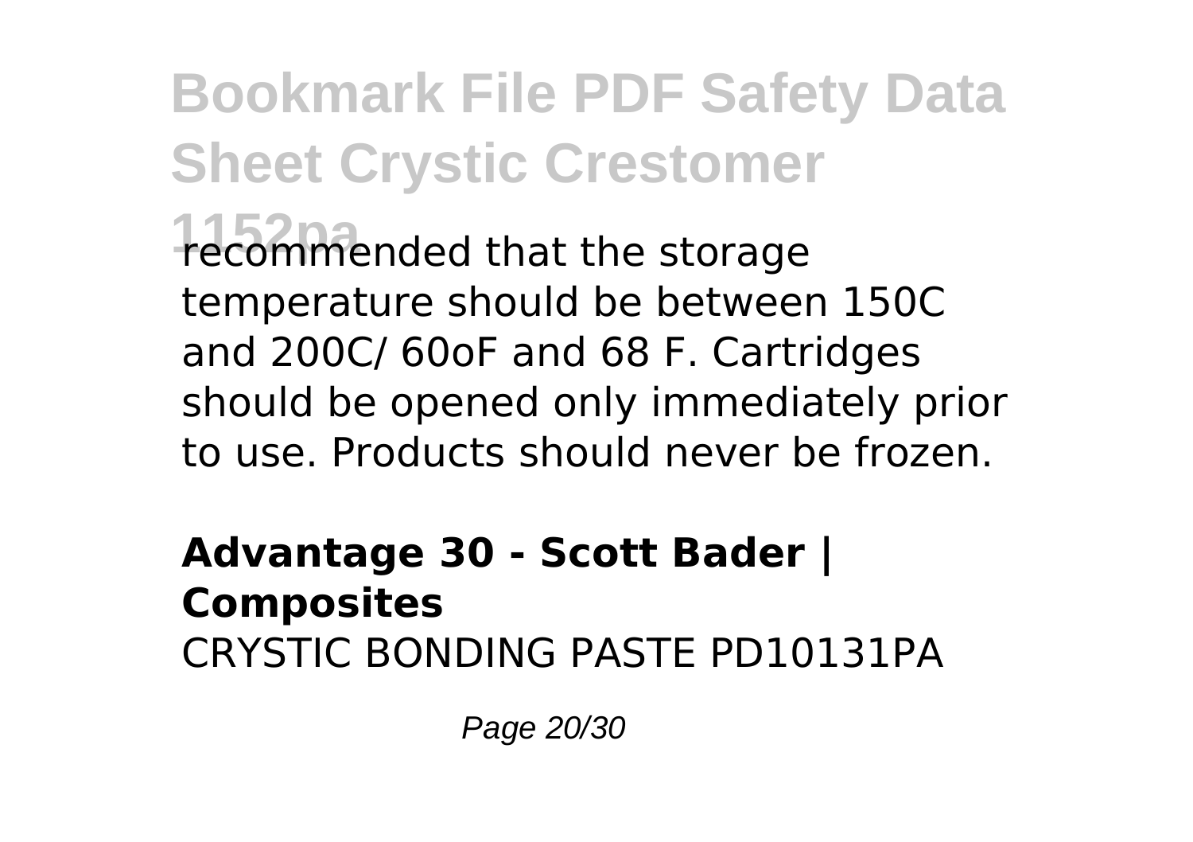recommended that the storage temperature should be between 150C and 200C/ 60oF and 68 F. Cartridges should be opened only immediately prior to use. Products should never be frozen.

**Advantage 30 - Scott Bader | Composites**
CRYSTIC BONDING PASTE PD10131PA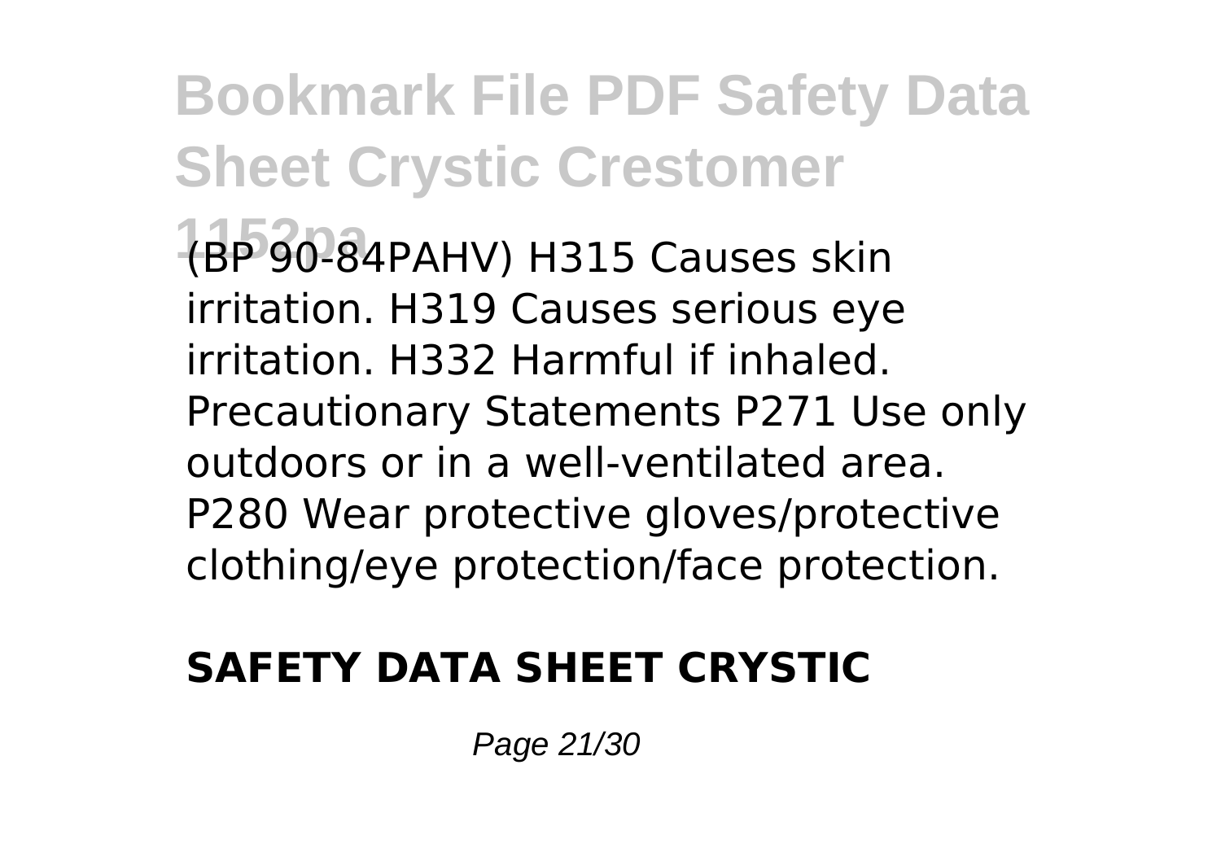(BP 90-84PAHV) H315 Causes skin irritation. H319 Causes serious eye irritation. H332 Harmful if inhaled. Precautionary Statements P271 Use only outdoors or in a well-ventilated area. P280 Wear protective gloves/protective clothing/eye protection/face protection.

## SAFETY DATA SHEET CRYSTIC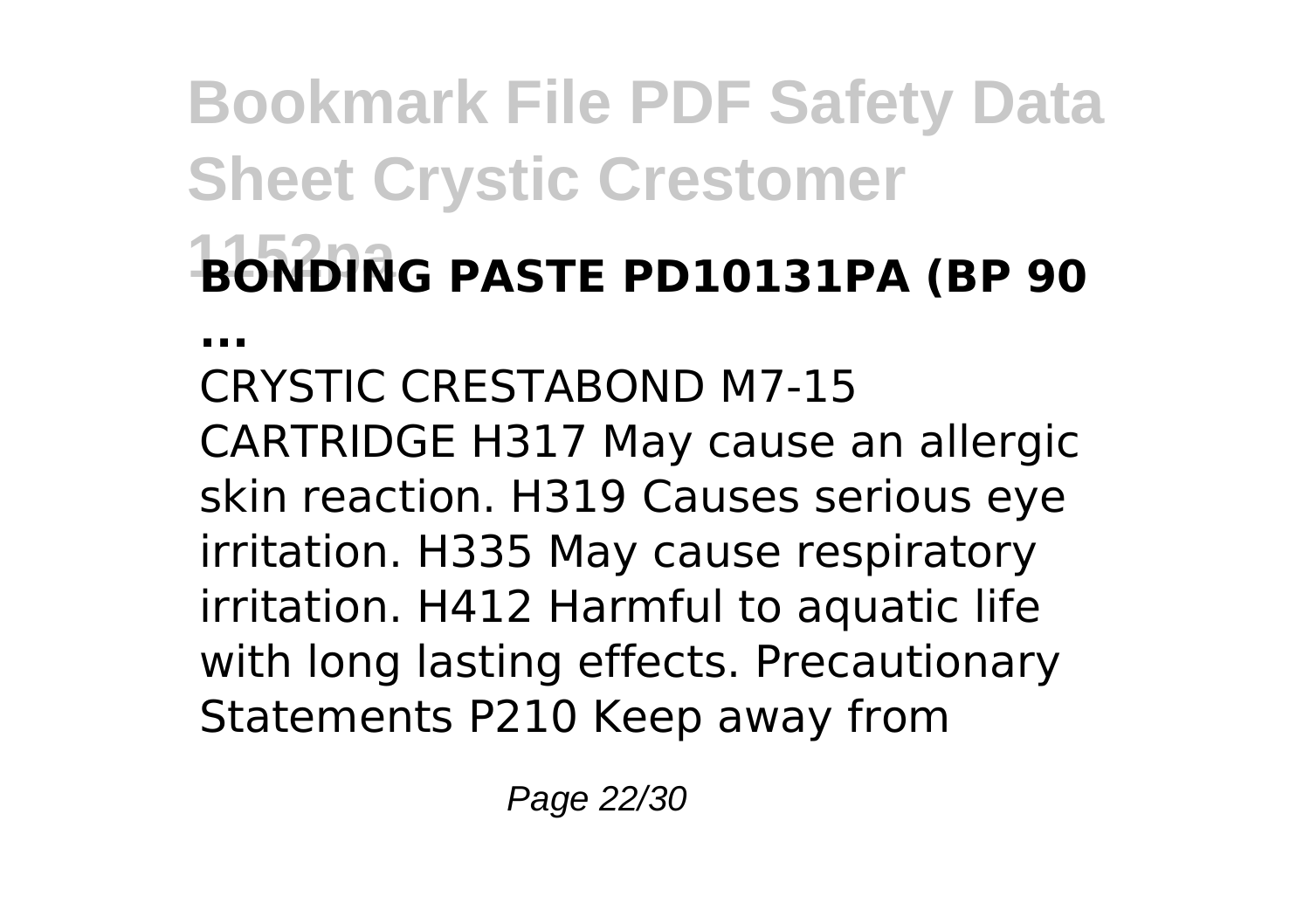**BONDING PASTE PD10131PA (BP 90 ...**

CRYSTIC CRESTABOND M7-15 CARTRIDGE H317 May cause an allergic skin reaction. H319 Causes serious eye irritation. H335 May cause respiratory irritation. H412 Harmful to aquatic life with long lasting effects. Precautionary Statements P210 Keep away from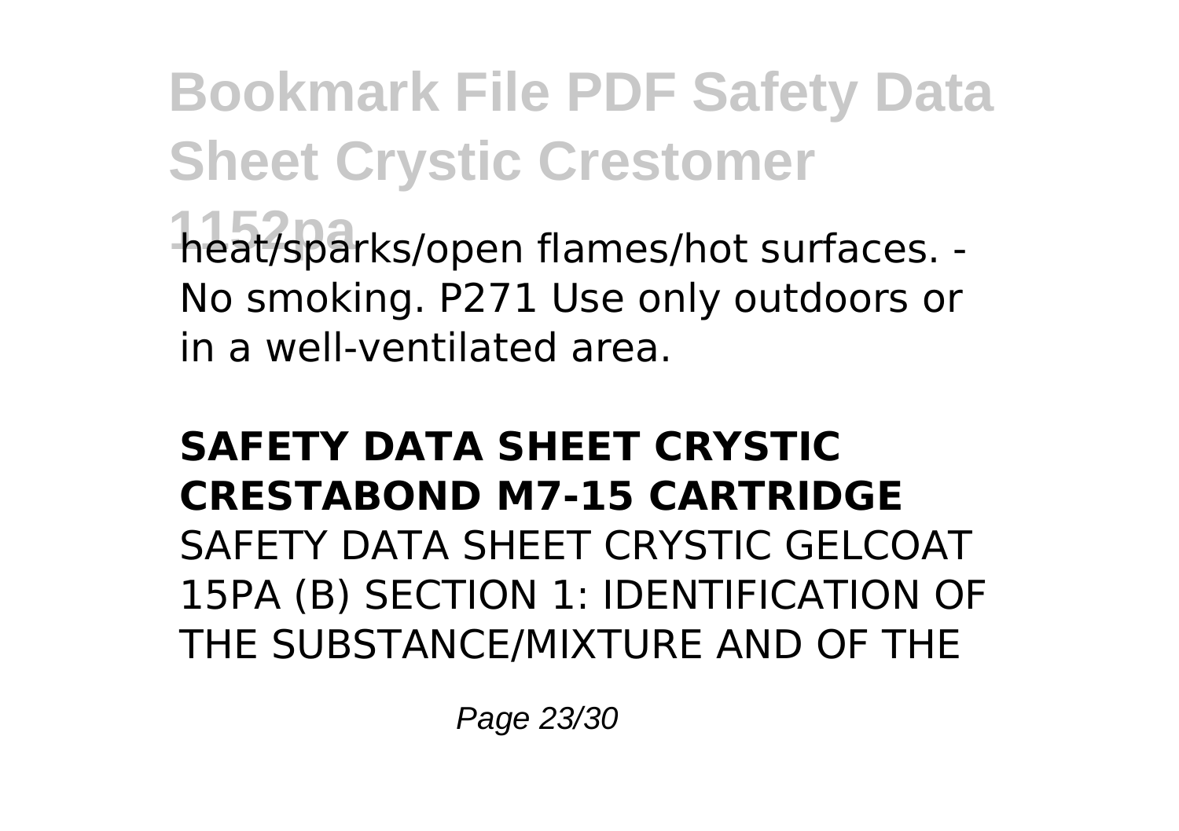heat/sparks/open flames/hot surfaces. - No smoking. P271 Use only outdoors or in a well-ventilated area.

## SAFETY DATA SHEET CRYSTIC CRESTABOND M7-15 CARTRIDGE

SAFETY DATA SHEET CRYSTIC GELCOAT 15PA (B) SECTION 1: IDENTIFICATION OF THE SUBSTANCE/MIXTURE AND OF THE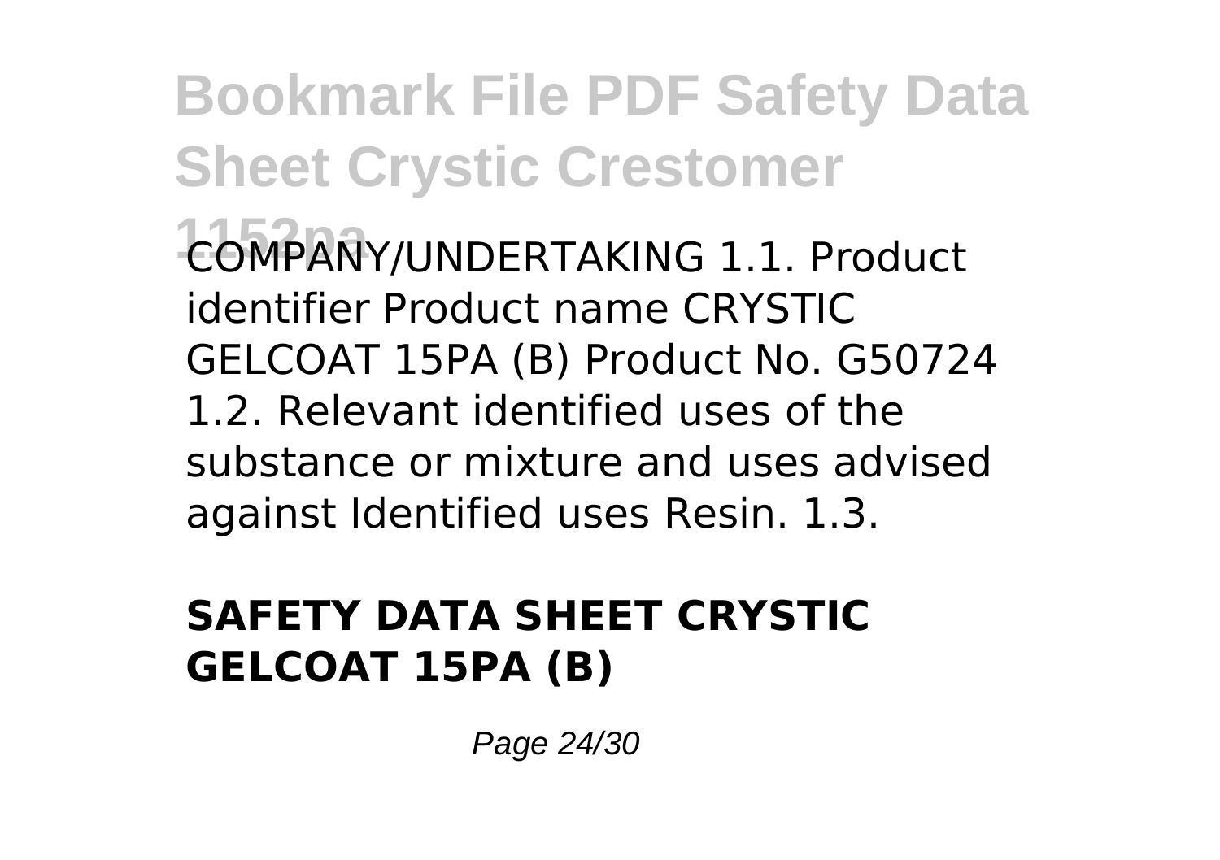COMPANY/UNDERTAKING 1.1. Product identifier Product name CRYSTIC GELCOAT 15PA (B) Product No. G50724 1.2. Relevant identified uses of the substance or mixture and uses advised against Identified uses Resin. 1.3.

## SAFETY DATA SHEET CRYSTIC GELCOAT 15PA (B)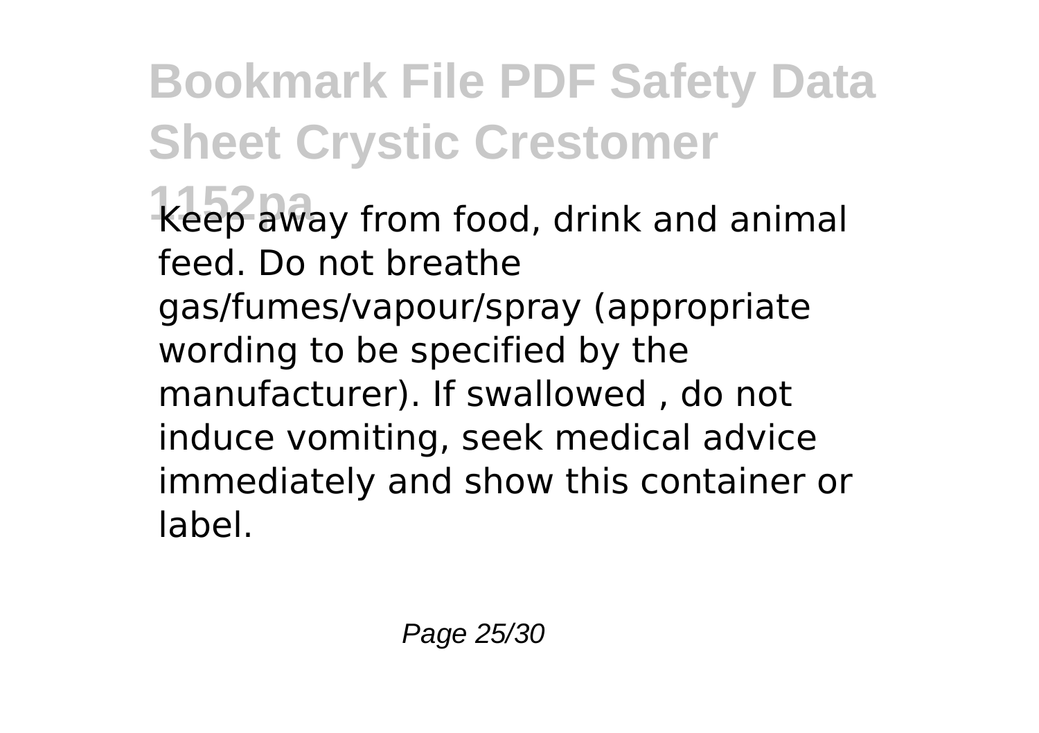Keep away from food, drink and animal feed. Do not breathe gas/fumes/vapour/spray (appropriate wording to be specified by the manufacturer). If swallowed , do not induce vomiting, seek medical advice immediately and show this container or label.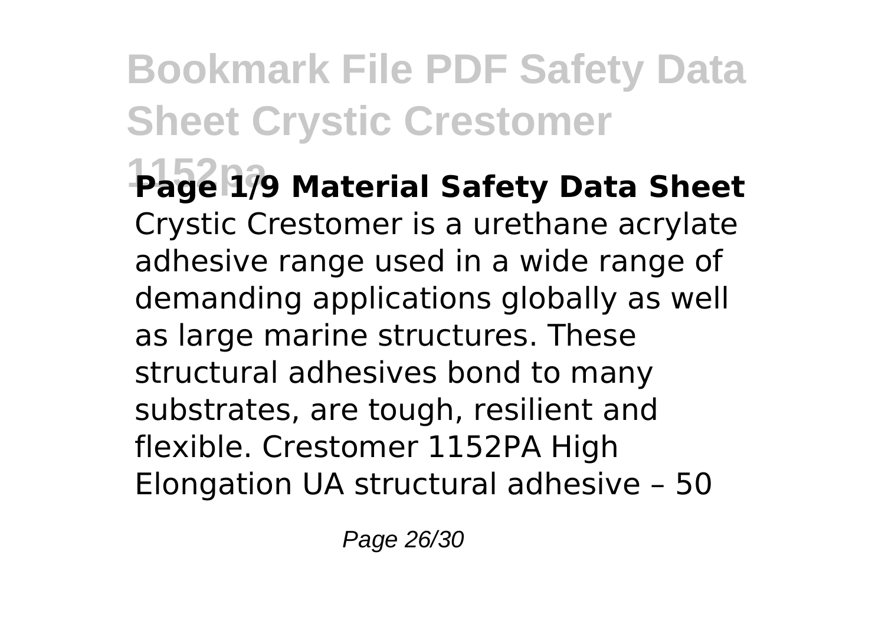**Page 1/9 Material Safety Data Sheet**

Crystic Crestomer is a urethane acrylate adhesive range used in a wide range of demanding applications globally as well as large marine structures. These structural adhesives bond to many substrates, are tough, resilient and flexible. Crestomer 1152PA High Elongation UA structural adhesive – 50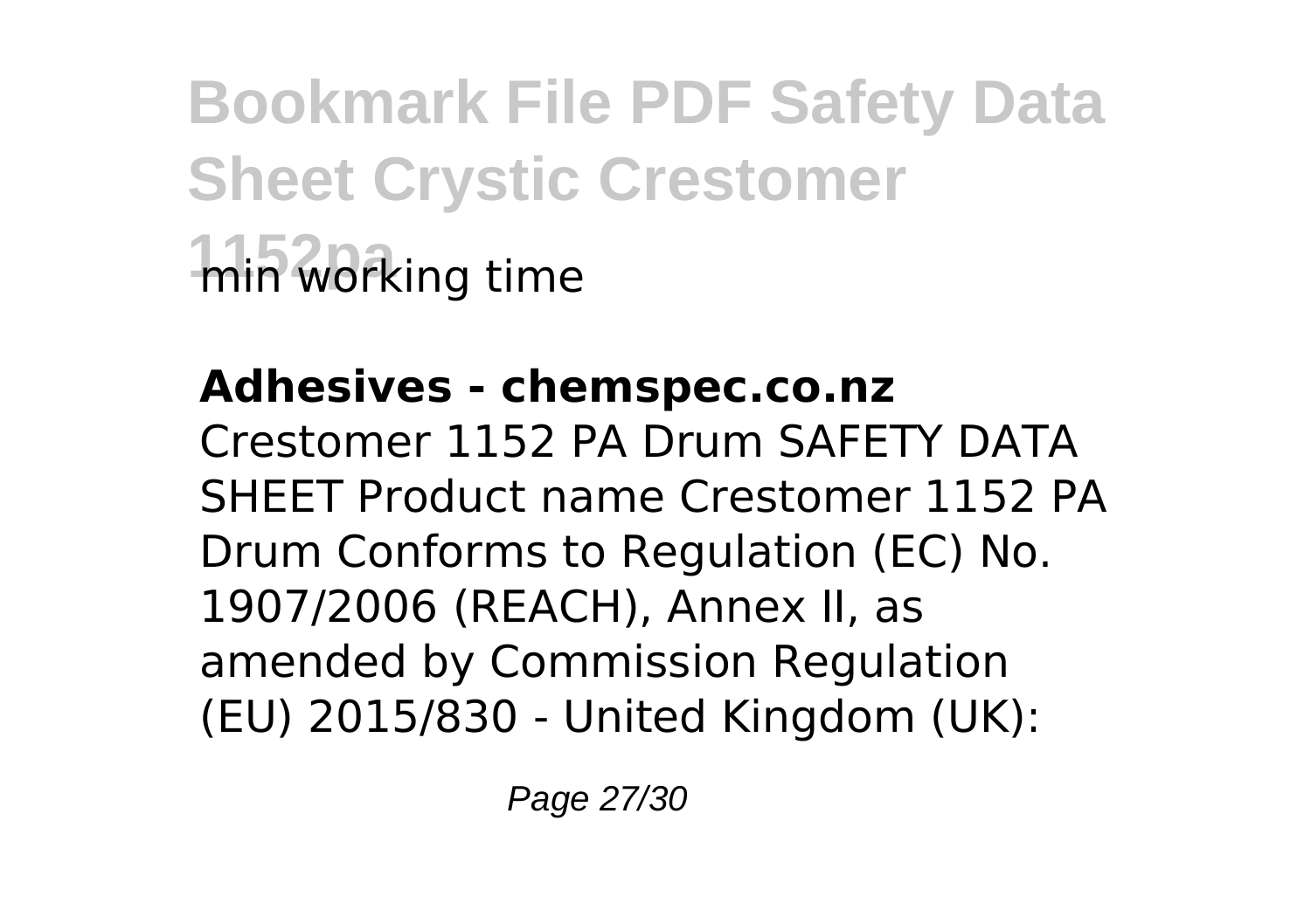min working time

**Adhesives - chemspec.co.nz**

Crestomer 1152 PA Drum SAFETY DATA SHEET Product name Crestomer 1152 PA Drum Conforms to Regulation (EC) No. 1907/2006 (REACH), Annex II, as amended by Commission Regulation (EU) 2015/830 - United Kingdom (UK):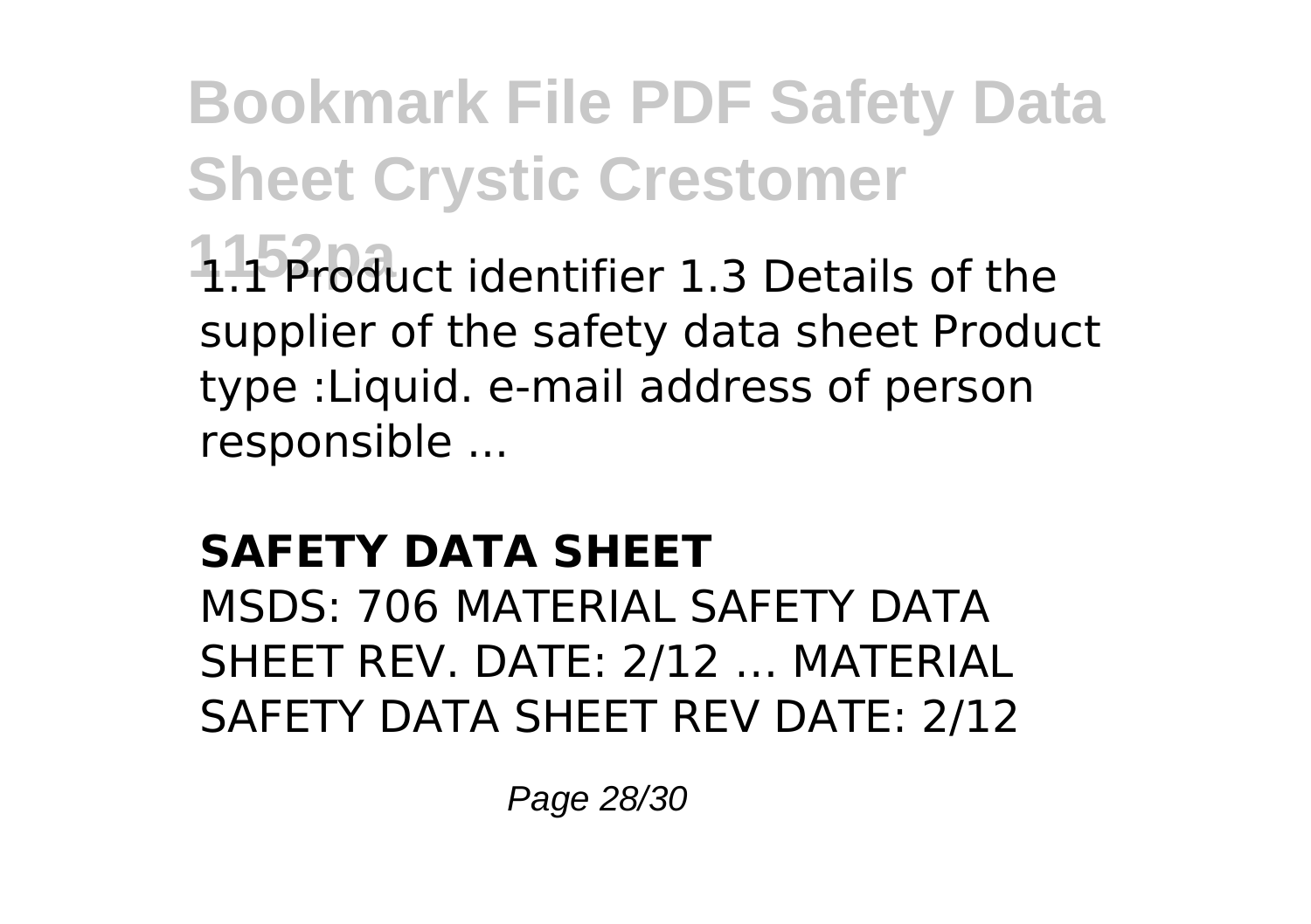1.1 Product identifier 1.3 Details of the supplier of the safety data sheet Product type :Liquid. e-mail address of person responsible ...

## SAFETY DATA SHEET

MSDS: 706 MATERIAL SAFETY DATA SHEET REV. DATE: 2/12 ... MATERIAL SAFETY DATA SHEET REV DATE: 2/12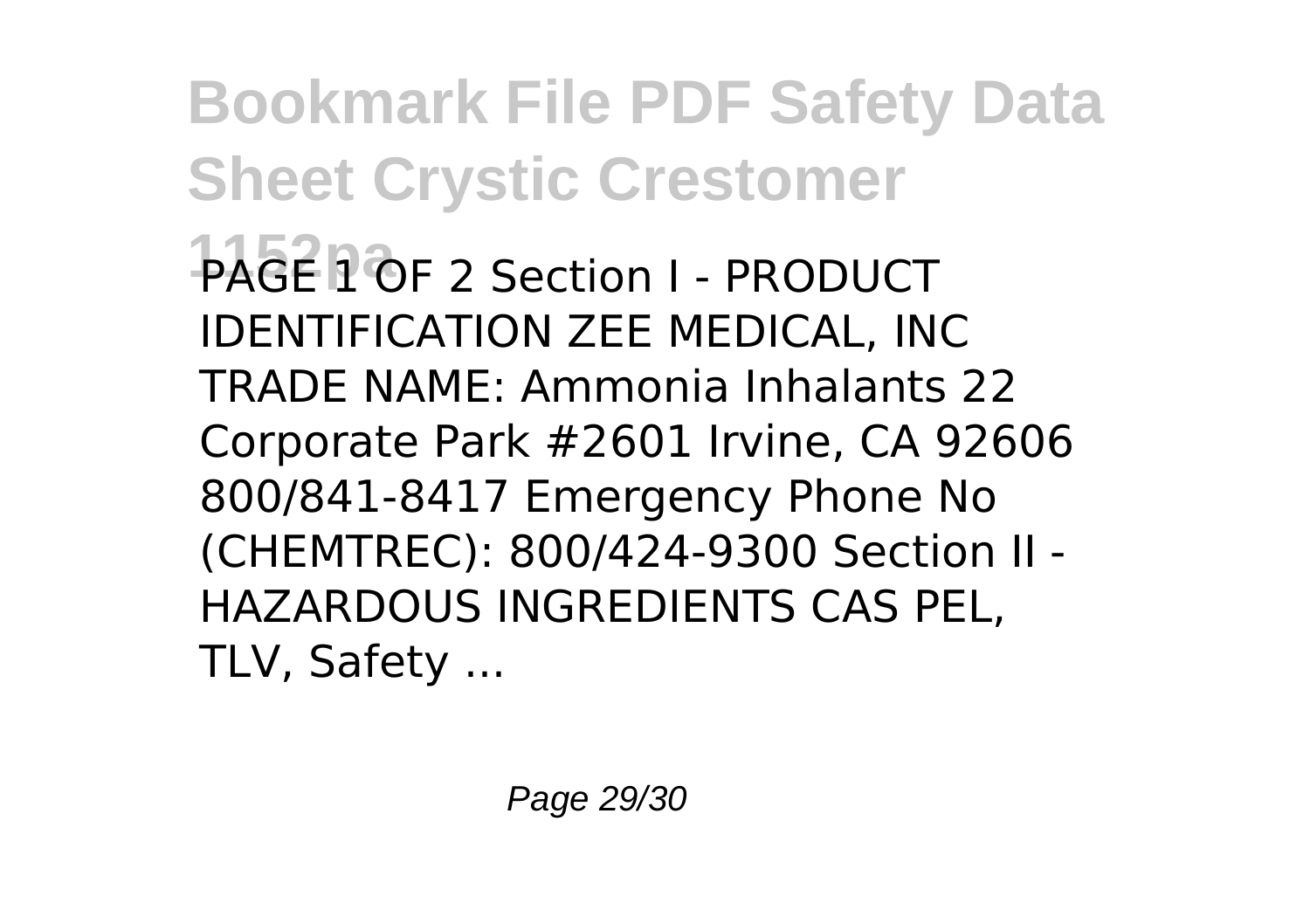PAGE 1 OF 2 Section I - PRODUCT IDENTIFICATION ZEE MEDICAL, INC TRADE NAME: Ammonia Inhalants 22 Corporate Park #2601 Irvine, CA 92606 800/841-8417 Emergency Phone No (CHEMTREC): 800/424-9300 Section II - HAZARDOUS INGREDIENTS CAS PEL, TLV, Safety ...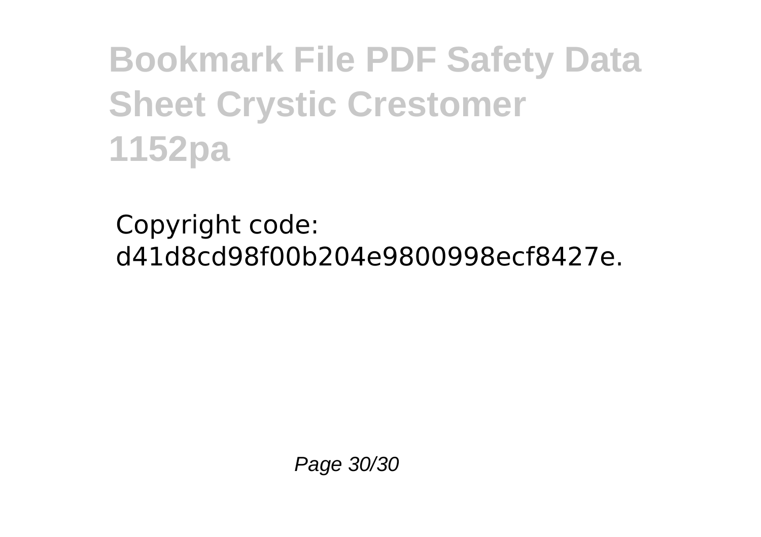Copyright code: d41d8cd98f00b204e9800998ecf8427e.